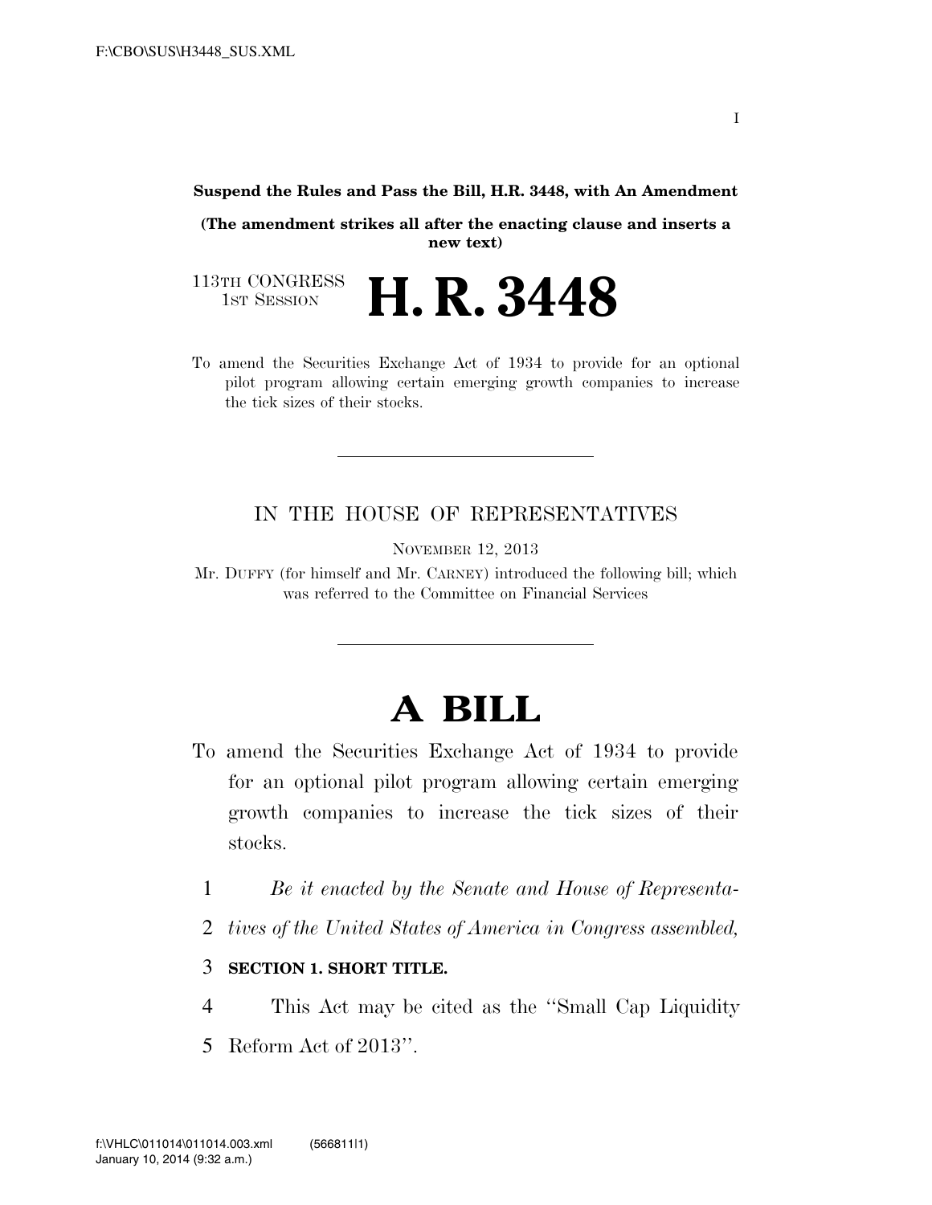**Suspend the Rules and Pass the Bill, H.R. 3448, with An Amendment**

**(The amendment strikes all after the enacting clause and inserts a new text)**

113TH CONGRESS
1ST SESSION

# H. R. 3448

To amend the Securities Exchange Act of 1934 to provide for an optional pilot program allowing certain emerging growth companies to increase the tick sizes of their stocks.

---

IN THE HOUSE OF REPRESENTATIVES

NOVEMBER 12, 2013

Mr. DUFFY (for himself and Mr. CARNEY) introduced the following bill; which was referred to the Committee on Financial Services

---

# A BILL

To amend the Securities Exchange Act of 1934 to provide for an optional pilot program allowing certain emerging growth companies to increase the tick sizes of their stocks.

1 *Be it enacted by the Senate and House of Representa-*
2 *tives of the United States of America in Congress assembled,*

3 **SECTION 1. SHORT TITLE.**

4 This Act may be cited as the ''Small Cap Liquidity
5 Reform Act of 2013''.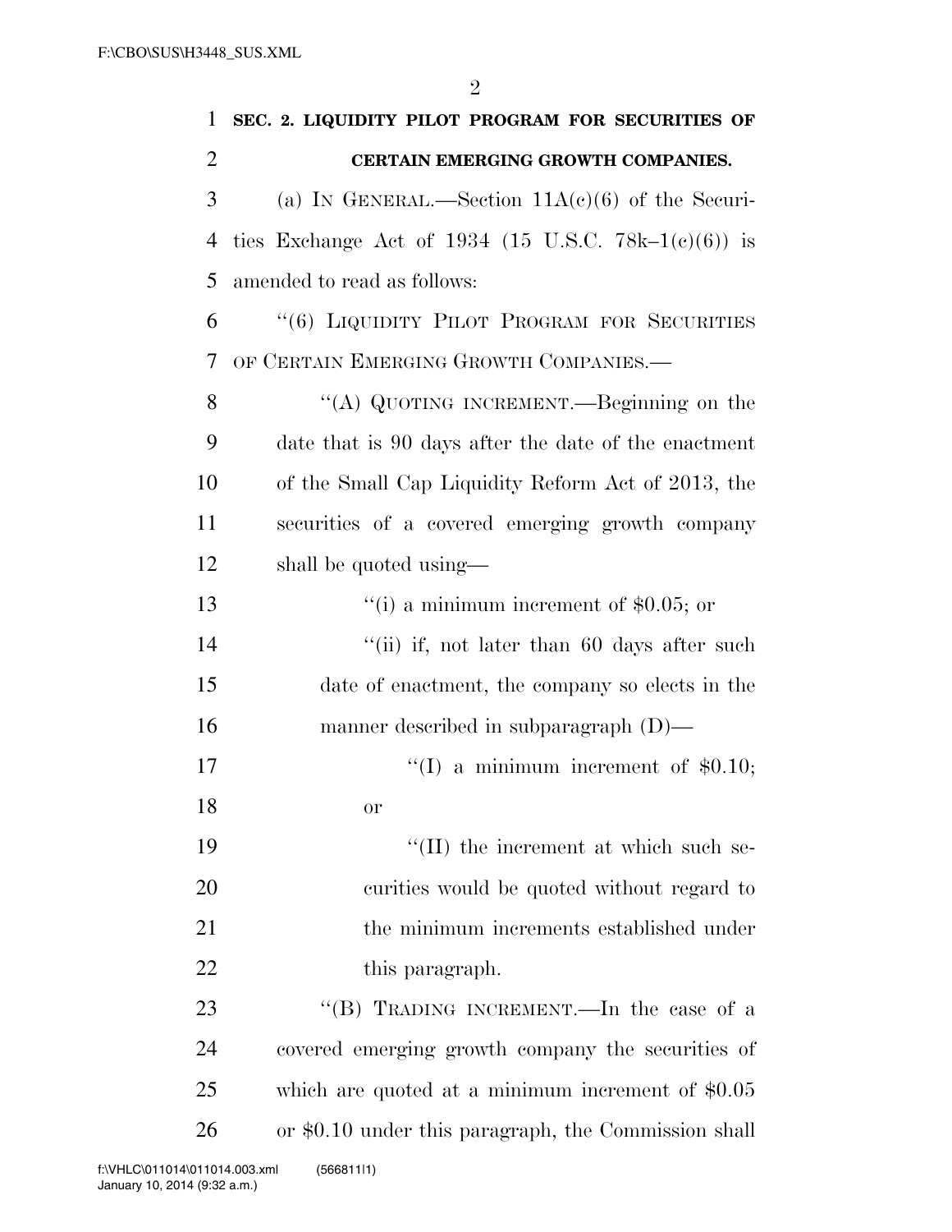**SEC. 2. LIQUIDITY PILOT PROGRAM FOR SECURITIES OF CERTAIN EMERGING GROWTH COMPANIES.**

(a) IN GENERAL.—Section 11A(c)(6) of the Securities Exchange Act of 1934 (15 U.S.C. 78k–1(c)(6)) is amended to read as follows:

"(6) LIQUIDITY PILOT PROGRAM FOR SECURITIES OF CERTAIN EMERGING GROWTH COMPANIES.—

"(A) QUOTING INCREMENT.—Beginning on the date that is 90 days after the date of the enactment of the Small Cap Liquidity Reform Act of 2013, the securities of a covered emerging growth company shall be quoted using—

"(i) a minimum increment of $0.05; or

"(ii) if, not later than 60 days after such date of enactment, the company so elects in the manner described in subparagraph (D)—

"(I) a minimum increment of $0.10; or

"(II) the increment at which such securities would be quoted without regard to the minimum increments established under this paragraph.

"(B) TRADING INCREMENT.—In the case of a covered emerging growth company the securities of which are quoted at a minimum increment of $0.05 or $0.10 under this paragraph, the Commission shall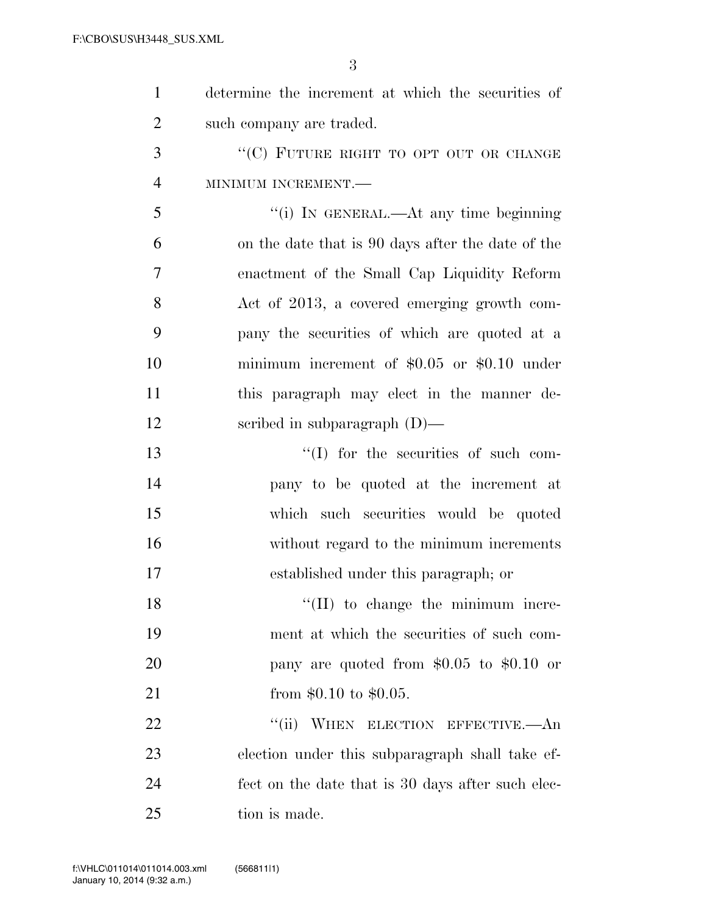determine the increment at which the securities of such company are traded.

"(C) FUTURE RIGHT TO OPT OUT OR CHANGE MINIMUM INCREMENT.—

"(i) IN GENERAL.—At any time beginning on the date that is 90 days after the date of the enactment of the Small Cap Liquidity Reform Act of 2013, a covered emerging growth company the securities of which are quoted at a minimum increment of $0.05 or $0.10 under this paragraph may elect in the manner described in subparagraph (D)—

"(I) for the securities of such company to be quoted at the increment at which such securities would be quoted without regard to the minimum increments established under this paragraph; or

"(II) to change the minimum increment at which the securities of such company are quoted from $0.05 to $0.10 or from $0.10 to $0.05.

"(ii) WHEN ELECTION EFFECTIVE.—An election under this subparagraph shall take effect on the date that is 30 days after such election is made.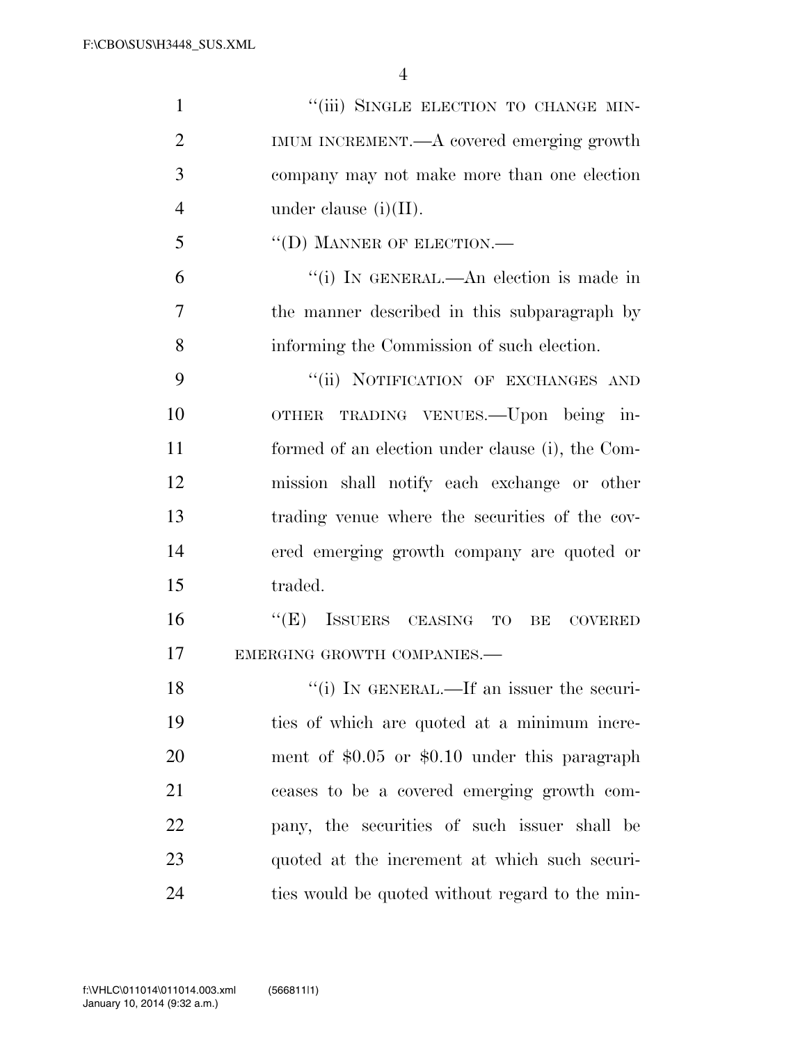"(iii) SINGLE ELECTION TO CHANGE MINIMUM INCREMENT.—A covered emerging growth company may not make more than one election under clause (i)(II).

"(D) MANNER OF ELECTION.—

"(i) IN GENERAL.—An election is made in the manner described in this subparagraph by informing the Commission of such election.

"(ii) NOTIFICATION OF EXCHANGES AND OTHER TRADING VENUES.—Upon being informed of an election under clause (i), the Commission shall notify each exchange or other trading venue where the securities of the covered emerging growth company are quoted or traded.

"(E) ISSUERS CEASING TO BE COVERED EMERGING GROWTH COMPANIES.—

"(i) IN GENERAL.—If an issuer the securities of which are quoted at a minimum increment of $0.05 or $0.10 under this paragraph ceases to be a covered emerging growth company, the securities of such issuer shall be quoted at the increment at which such securities would be quoted without regard to the min-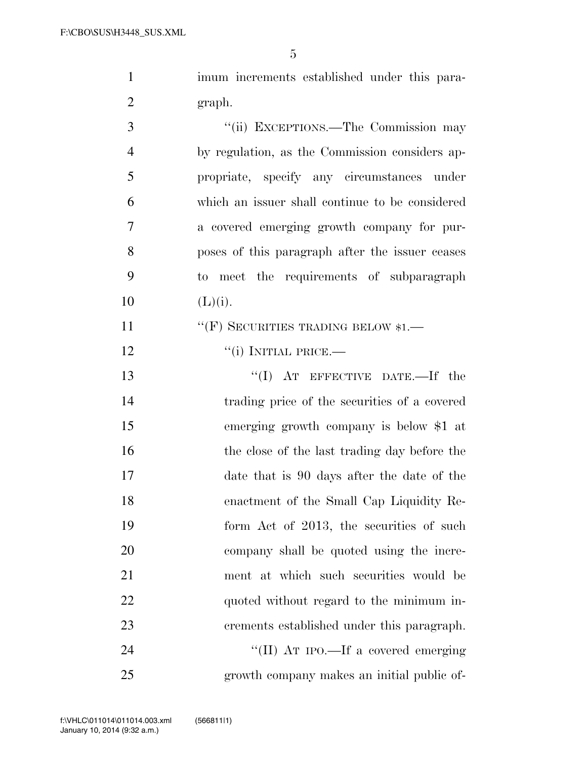imum increments established under this paragraph.

"(ii) EXCEPTIONS.—The Commission may by regulation, as the Commission considers appropriate, specify any circumstances under which an issuer shall continue to be considered a covered emerging growth company for purposes of this paragraph after the issuer ceases to meet the requirements of subparagraph (L)(i).

"(F) SECURITIES TRADING BELOW $1.—

"(i) INITIAL PRICE.—

"(I) AT EFFECTIVE DATE.—If the trading price of the securities of a covered emerging growth company is below $1 at the close of the last trading day before the date that is 90 days after the date of the enactment of the Small Cap Liquidity Reform Act of 2013, the securities of such company shall be quoted using the increment at which such securities would be quoted without regard to the minimum increments established under this paragraph.

"(II) AT IPO.—If a covered emerging growth company makes an initial public of-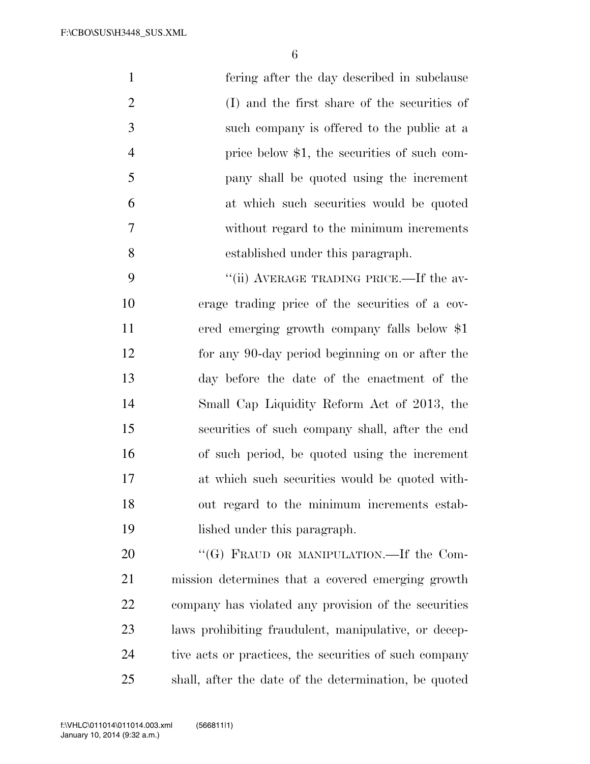fering after the day described in subclause (I) and the first share of the securities of such company is offered to the public at a price below $1, the securities of such company shall be quoted using the increment at which such securities would be quoted without regard to the minimum increments established under this paragraph.

"(ii) AVERAGE TRADING PRICE.—If the average trading price of the securities of a covered emerging growth company falls below $1 for any 90-day period beginning on or after the day before the date of the enactment of the Small Cap Liquidity Reform Act of 2013, the securities of such company shall, after the end of such period, be quoted using the increment at which such securities would be quoted without regard to the minimum increments established under this paragraph.

"(G) FRAUD OR MANIPULATION.—If the Commission determines that a covered emerging growth company has violated any provision of the securities laws prohibiting fraudulent, manipulative, or deceptive acts or practices, the securities of such company shall, after the date of the determination, be quoted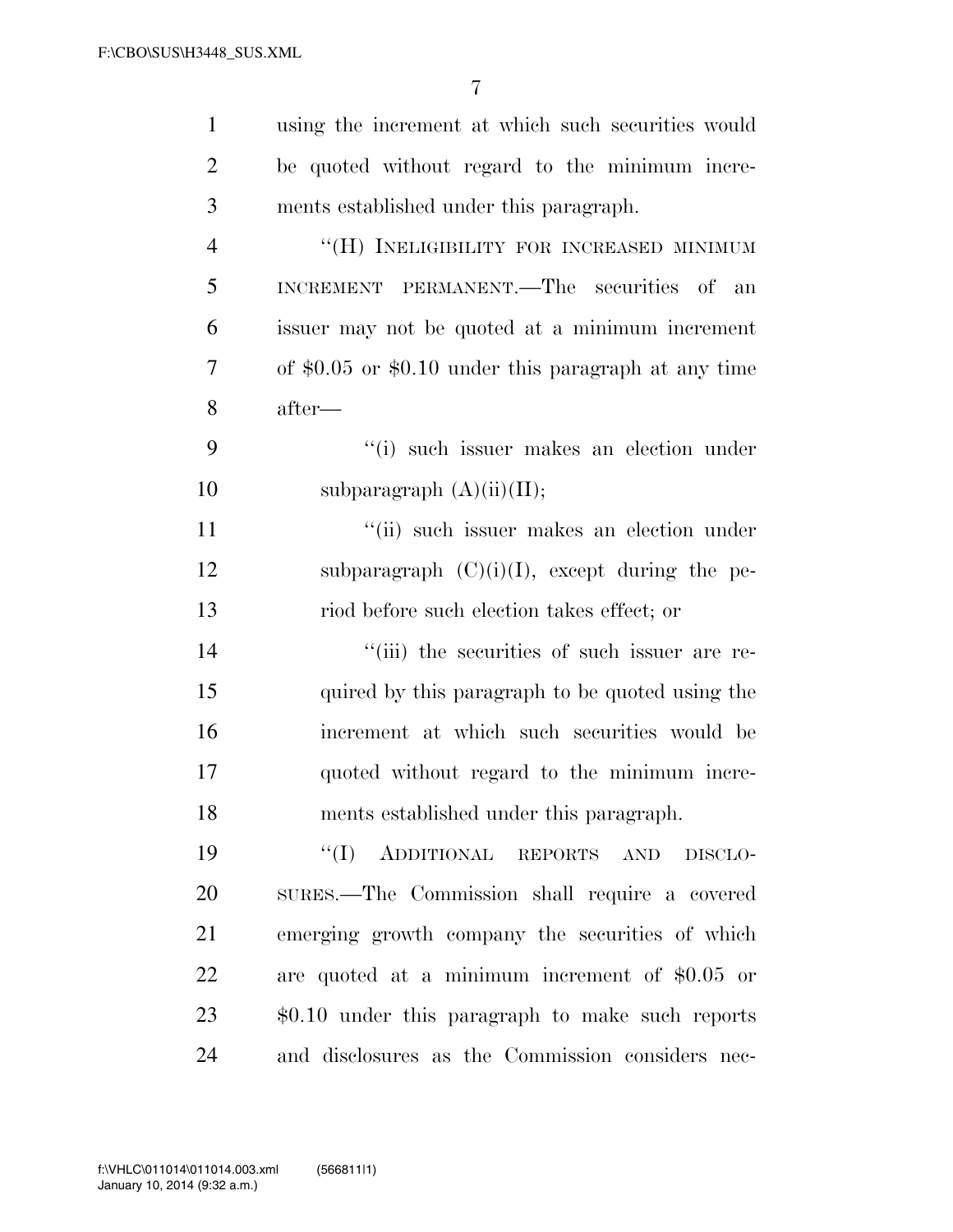using the increment at which such securities would be quoted without regard to the minimum increments established under this paragraph.

''(H) INELIGIBILITY FOR INCREASED MINIMUM INCREMENT PERMANENT.—The securities of an issuer may not be quoted at a minimum increment of $0.05 or $0.10 under this paragraph at any time after—

''(i) such issuer makes an election under subparagraph (A)(ii)(II);

''(ii) such issuer makes an election under subparagraph (C)(i)(I), except during the period before such election takes effect; or

''(iii) the securities of such issuer are required by this paragraph to be quoted using the increment at which such securities would be quoted without regard to the minimum increments established under this paragraph.

''(I) ADDITIONAL REPORTS AND DISCLOSURES.—The Commission shall require a covered emerging growth company the securities of which are quoted at a minimum increment of $0.05 or $0.10 under this paragraph to make such reports and disclosures as the Commission considers nec-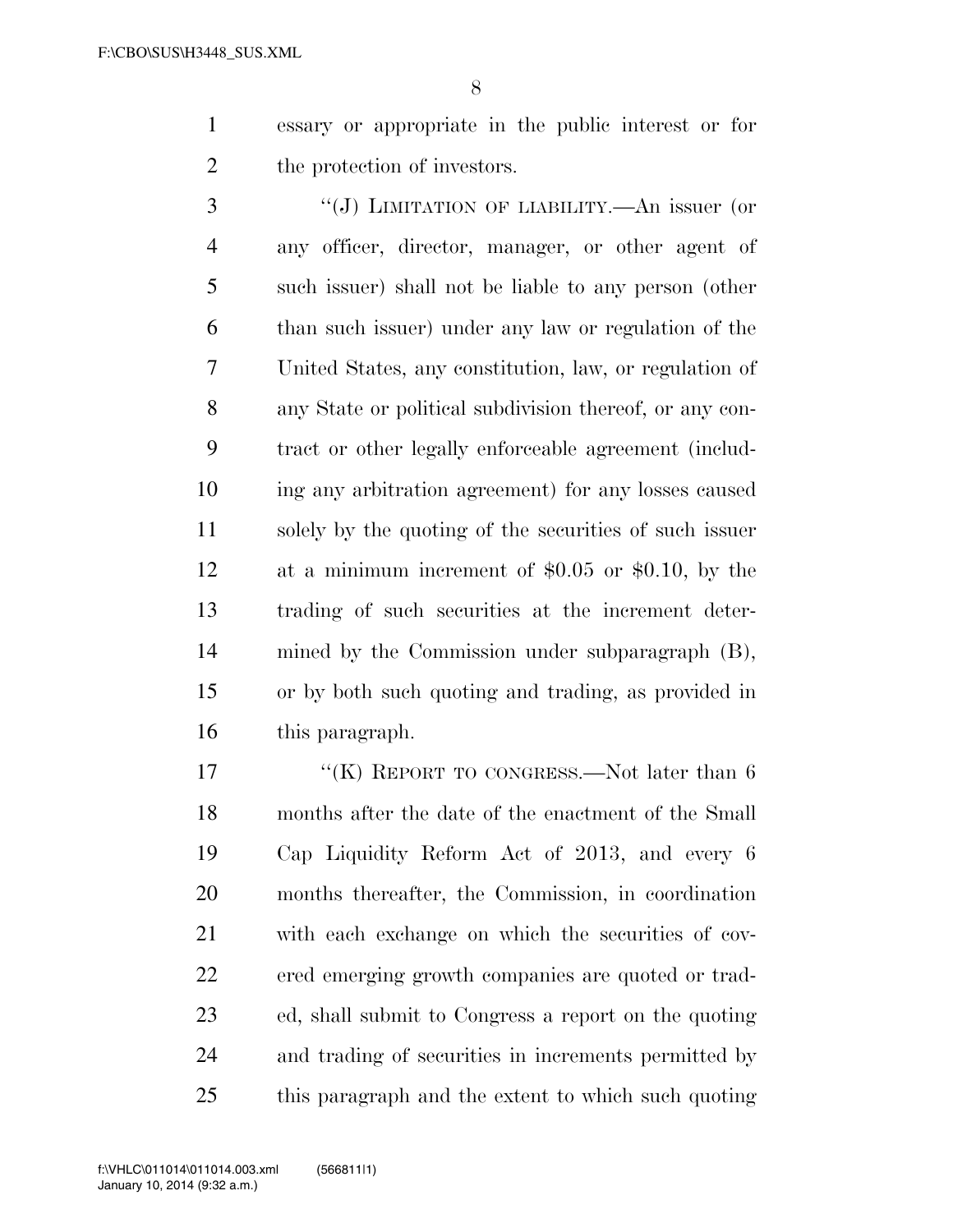essary or appropriate in the public interest or for the protection of investors.

"(J) LIMITATION OF LIABILITY.—An issuer (or any officer, director, manager, or other agent of such issuer) shall not be liable to any person (other than such issuer) under any law or regulation of the United States, any constitution, law, or regulation of any State or political subdivision thereof, or any contract or other legally enforceable agreement (including any arbitration agreement) for any losses caused solely by the quoting of the securities of such issuer at a minimum increment of $0.05 or $0.10, by the trading of such securities at the increment determined by the Commission under subparagraph (B), or by both such quoting and trading, as provided in this paragraph.

"(K) REPORT TO CONGRESS.—Not later than 6 months after the date of the enactment of the Small Cap Liquidity Reform Act of 2013, and every 6 months thereafter, the Commission, in coordination with each exchange on which the securities of covered emerging growth companies are quoted or traded, shall submit to Congress a report on the quoting and trading of securities in increments permitted by this paragraph and the extent to which such quoting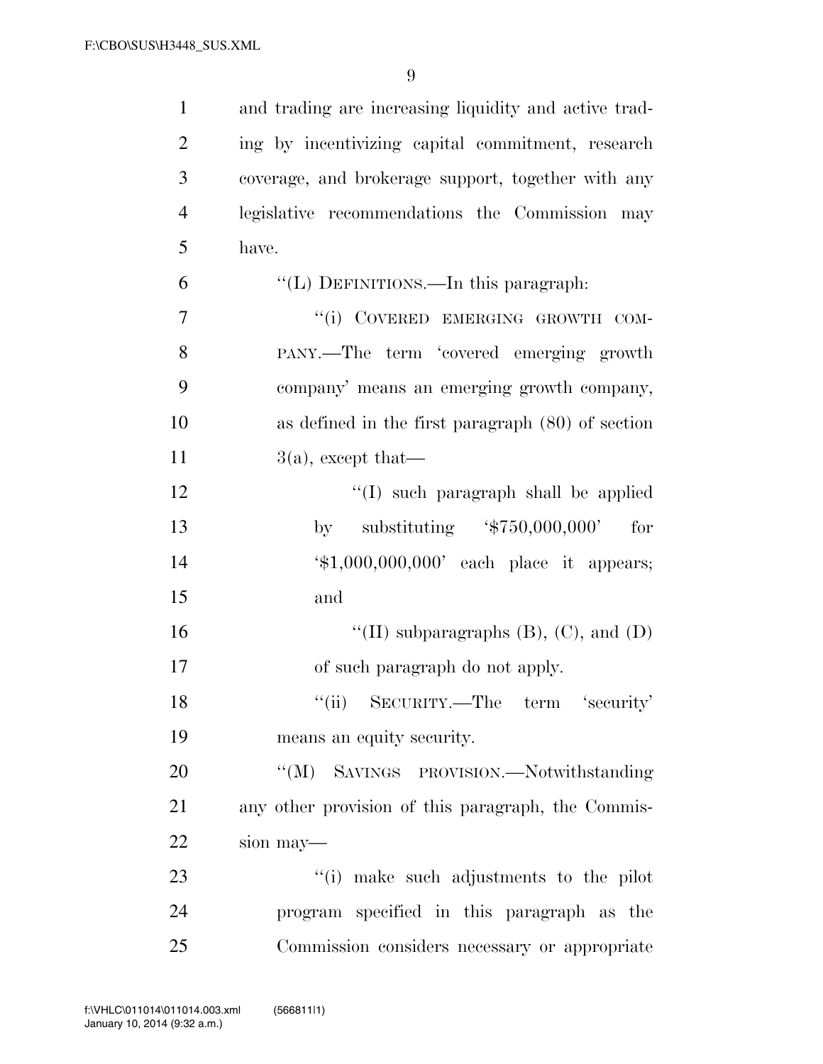and trading are increasing liquidity and active trading by incentivizing capital commitment, research coverage, and brokerage support, together with any legislative recommendations the Commission may have.

"(L) DEFINITIONS.—In this paragraph:

"(i) COVERED EMERGING GROWTH COMPANY.—The term 'covered emerging growth company' means an emerging growth company, as defined in the first paragraph (80) of section 3(a), except that—

"(I) such paragraph shall be applied by substituting '$750,000,000' for '$1,000,000,000' each place it appears; and

"(II) subparagraphs (B), (C), and (D) of such paragraph do not apply.

"(ii) SECURITY.—The term 'security' means an equity security.

"(M) SAVINGS PROVISION.—Notwithstanding any other provision of this paragraph, the Commission may—

"(i) make such adjustments to the pilot program specified in this paragraph as the Commission considers necessary or appropriate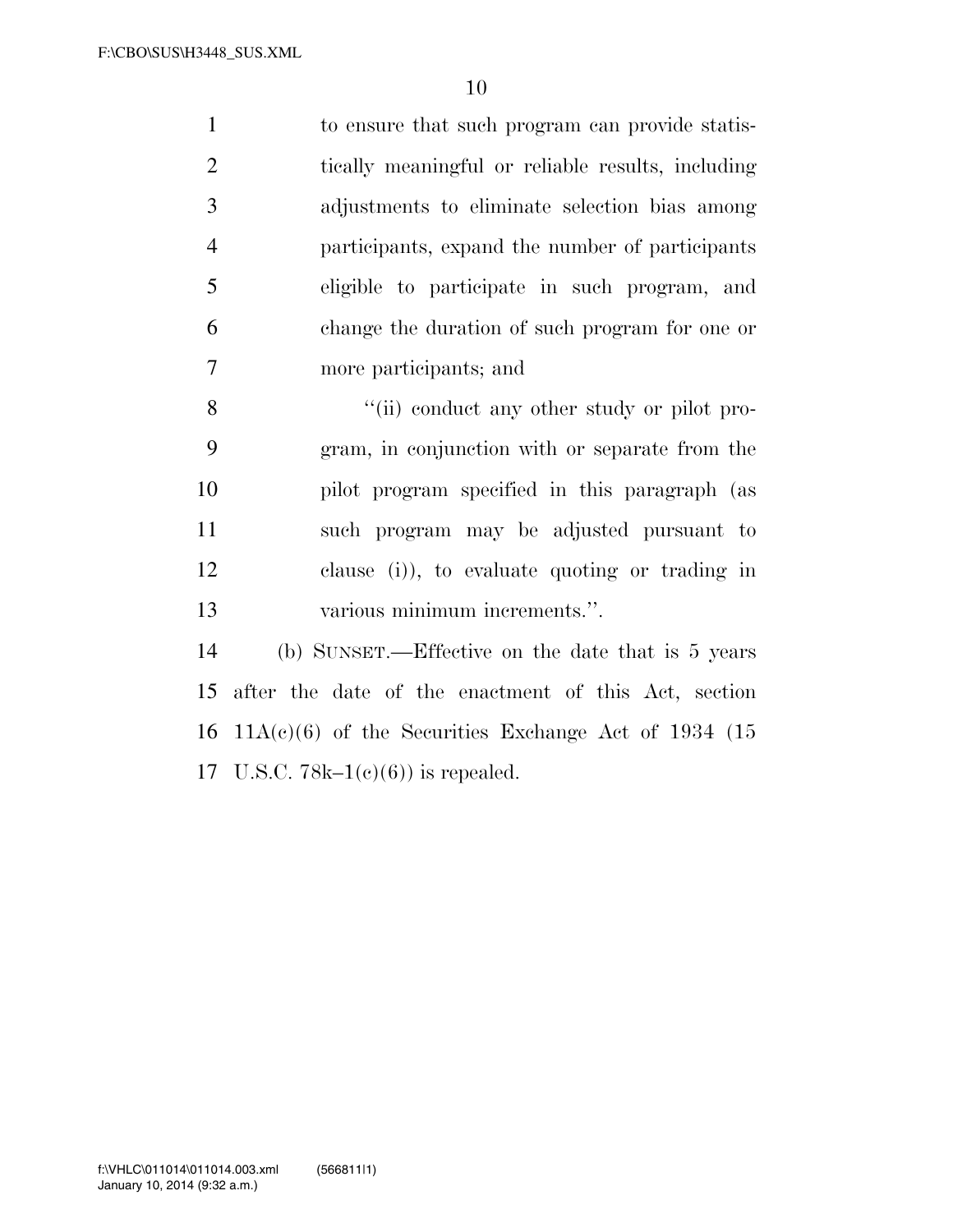to ensure that such program can provide statistically meaningful or reliable results, including adjustments to eliminate selection bias among participants, expand the number of participants eligible to participate in such program, and change the duration of such program for one or more participants; and

"(ii) conduct any other study or pilot program, in conjunction with or separate from the pilot program specified in this paragraph (as such program may be adjusted pursuant to clause (i)), to evaluate quoting or trading in various minimum increments.".

(b) SUNSET.—Effective on the date that is 5 years after the date of the enactment of this Act, section 11A(c)(6) of the Securities Exchange Act of 1934 (15 U.S.C. 78k–1(c)(6)) is repealed.